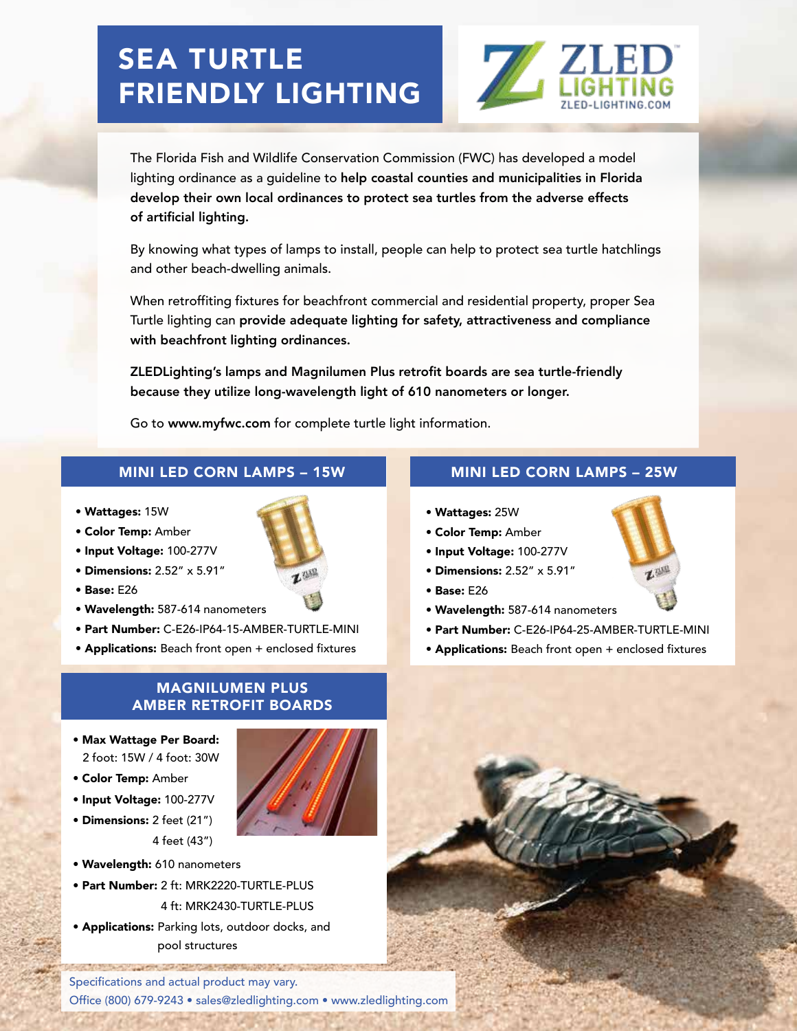# SEA TURTLE FRIENDLY LIGHTING

ZLED LIGHTING
ZLED-LIGHTING.COM

The Florida Fish and Wildlife Conservation Commission (FWC) has developed a model lighting ordinance as a guideline to **help coastal counties and municipalities in Florida develop their own local ordinances to protect sea turtles from the adverse effects of artificial lighting.**

By knowing what types of lamps to install, people can help to protect sea turtle hatchlings and other beach-dwelling animals.

When retroffiting fixtures for beachfront commercial and residential property, proper Sea Turtle lighting can **provide adequate lighting for safety, attractiveness and compliance with beachfront lighting ordinances.**

**ZLEDLighting's lamps and Magnilumen Plus retrofit boards are sea turtle-friendly because they utilize long-wavelength light of 610 nanometers or longer.**

Go to **www.myfwc.com** for complete turtle light information.

## MINI LED CORN LAMPS – 15W

- **Wattages:** 15W
- **Color Temp:** Amber
- **Input Voltage:** 100-277V
- **Dimensions:** 2.52" x 5.91"
- **Base:** E26
- **Wavelength:** 587-614 nanometers
- **Part Number:** C-E26-IP64-15-AMBER-TURTLE-MINI
- **Applications:** Beach front open + enclosed fixtures

## MINI LED CORN LAMPS – 25W

- **Wattages:** 25W
- **Color Temp:** Amber
- **Input Voltage:** 100-277V
- **Dimensions:** 2.52" x 5.91"
- **Base:** E26
- **Wavelength:** 587-614 nanometers
- **Part Number:** C-E26-IP64-25-AMBER-TURTLE-MINI
- **Applications:** Beach front open + enclosed fixtures

## MAGNILUMEN PLUS AMBER RETROFIT BOARDS

- **Max Wattage Per Board:** 2 foot: 15W / 4 foot: 30W
- **Color Temp:** Amber
- **Input Voltage:** 100-277V
- **Dimensions:** 2 feet (21") 4 feet (43")
- **Wavelength:** 610 nanometers
- **Part Number:** 2 ft: MRK2220-TURTLE-PLUS 4 ft: MRK2430-TURTLE-PLUS
- **Applications:** Parking lots, outdoor docks, and pool structures

Specifications and actual product may vary.
Office (800) 679-9243 • sales@zledlighting.com • www.zledlighting.com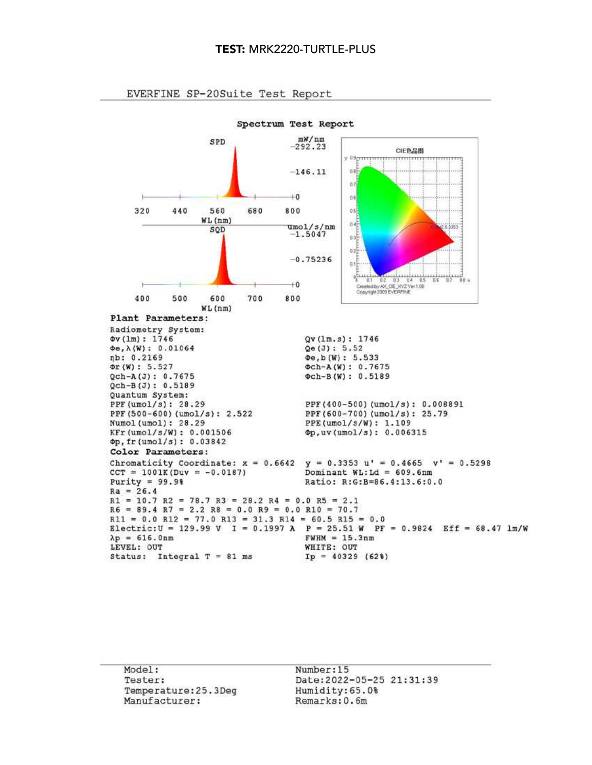**TEST:** MRK2220-TURTLE-PLUS

EVERFINE SP-20Suite Test Report

## Spectrum Test Report

SPD — mW/nm: 292.23, 146.11, 0 — WL(nm): 320, 440, 560, 680, 800

SQD — umol/s/nm: 1.5047, 0.75236, 0 — WL(nm): 400, 500, 600, 700, 800

CIE色品图

Created by AX_CIE_XYZ Ver 1.00
Copyright 2009 EVERFINE

**Plant Parameters:**

Radiometry System:

| | |
|---|---|
| Φv(lm): 1746 | Qv(lm.s): 1746 |
| Φe,λ(W): 0.01064 | Qe(J): 5.52 |
| ηb: 0.2169 | Φe,b(W): 5.533 |
| Φr(W): 5.527 | Φch-A(W): 0.7675 |
| Qch-A(J): 0.7675 | Φch-B(W): 0.5189 |
| Qch-B(J): 0.5189 | |

Quantum System:

| | |
|---|---|
| PPF(umol/s): 28.29 | PPF(400-500)(umol/s): 0.008891 |
| PPF(500-600)(umol/s): 2.522 | PPF(600-700)(umol/s): 25.79 |
| Numol(umol): 28.29 | PPE(umol/s/W): 1.109 |
| KFr(umol/s/W): 0.001506 | Φp,uv(umol/s): 0.006315 |
| Φp,fr(umol/s): 0.03842 | |

**Color Parameters:**

Chromaticity Coordinate: x = 0.6642 y = 0.3353 u' = 0.4665 v' = 0.5298
CCT = 1001K(Duv = -0.0187) Dominant WL:Ld = 609.6nm
Purity = 99.9% Ratio: R:G:B=86.4:13.6:0.0
Ra = 26.4
R1 = 10.7 R2 = 78.7 R3 = 28.2 R4 = 0.0 R5 = 2.1
R6 = 89.4 R7 = 2.2 R8 = 0.0 R9 = 0.0 R10 = 70.7
R11 = 0.0 R12 = 77.0 R13 = 31.3 R14 = 60.5 R15 = 0.0
Electric:U = 129.99 V I = 0.1997 A P = 25.51 W PF = 0.9824 Eff = 68.47 lm/W
λp = 616.0nm FWHM = 15.3nm
LEVEL: OUT WHITE: OUT
Status: Integral T = 81 ms Ip = 40329 (62%)

| | |
|---|---|
| Model: | Number:15 |
| Tester: | Date:2022-05-25 21:31:39 |
| Temperature:25.3Deg | Humidity:65.0% |
| Manufacturer: | Remarks:0.6m |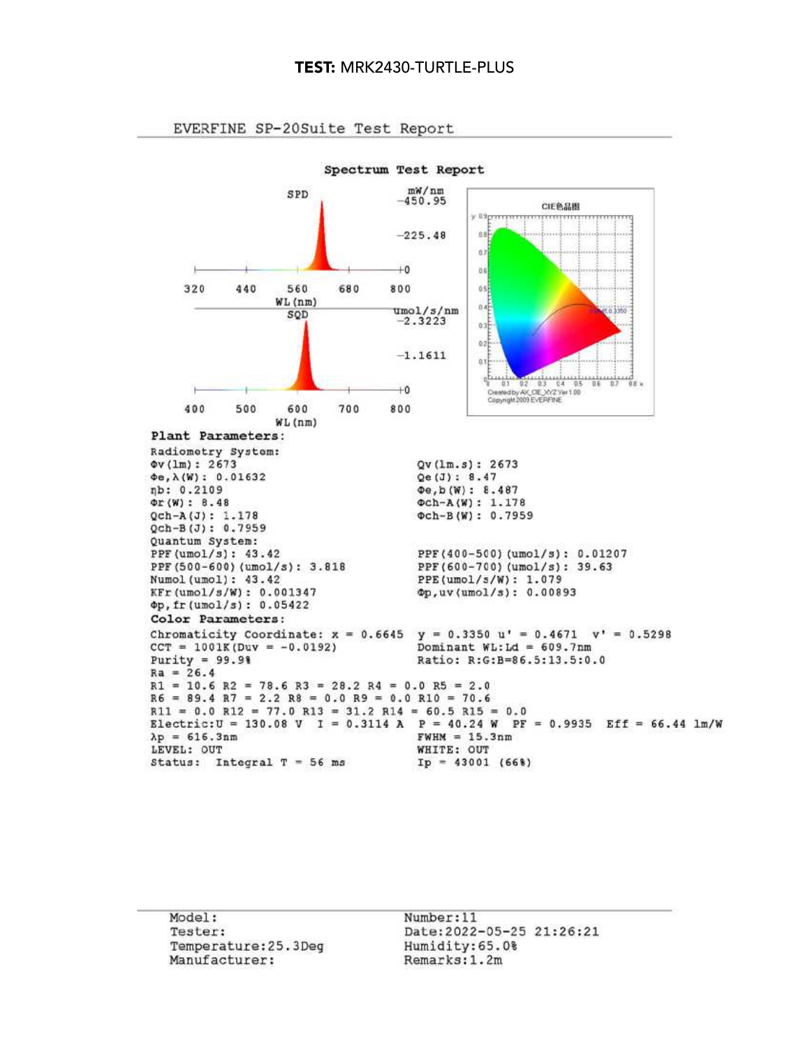**TEST:** MRK2430-TURTLE-PLUS

EVERFINE SP-20Suite Test Report

## Spectrum Test Report

SPD

mW/nm
-450.95
-225.48
-0

320 440 560 680 800
WL(nm)

SQD

umol/s/nm
-2.3223
-1.1611
-0

400 500 600 700 800
WL(nm)

CIE色品图

Created by AX_CIE_XYZ Ver 1.00
Copyright 2009 EVERFINE

**Plant Parameters:**

Radiometry System:

Φv(lm): 2673
Qv(lm.s): 2673
Φe,λ(W): 0.01632
Qe(J): 8.47
ηb: 0.2109
Φe,b(W): 8.487
Φr(W): 8.48
Φch-A(W): 1.178
Qch-A(J): 1.178
Φch-B(W): 0.7959
Qch-B(J): 0.7959

Quantum System:

PPF(umol/s): 43.42
PPF(400-500)(umol/s): 0.01207
PPF(500-600)(umol/s): 3.818
PPF(600-700)(umol/s): 39.63
Numol(umol): 43.42
PPE(umol/s/W): 1.079
KFr(umol/s/W): 0.001347
Φp,uv(umol/s): 0.00893
Φp,fr(umol/s): 0.05422

**Color Parameters:**

Chromaticity Coordinate: x = 0.6645 y = 0.3350 u' = 0.4671 v' = 0.5298
CCT = 1001K(Duv = -0.0192)
Dominant WL:Ld = 609.7nm
Purity = 99.9%
Ratio: R:G:B=86.5:13.5:0.0
Ra = 26.4
R1 = 10.6 R2 = 78.6 R3 = 28.2 R4 = 0.0 R5 = 2.0
R6 = 89.4 R7 = 2.2 R8 = 0.0 R9 = 0.0 R10 = 70.6
R11 = 0.0 R12 = 77.0 R13 = 31.2 R14 = 60.5 R15 = 0.0
Electric:U = 130.08 V I = 0.3114 A P = 40.24 W PF = 0.9935 Eff = 66.44 lm/W
λp = 616.3nm
FWHM = 15.3nm
LEVEL: OUT
WHITE: OUT
Status: Integral T = 56 ms
Ip = 43001 (66%)

Model:
Number:11
Tester:
Date:2022-05-25 21:26:21
Temperature:25.3Deg
Humidity:65.0%
Manufacturer:
Remarks:1.2m